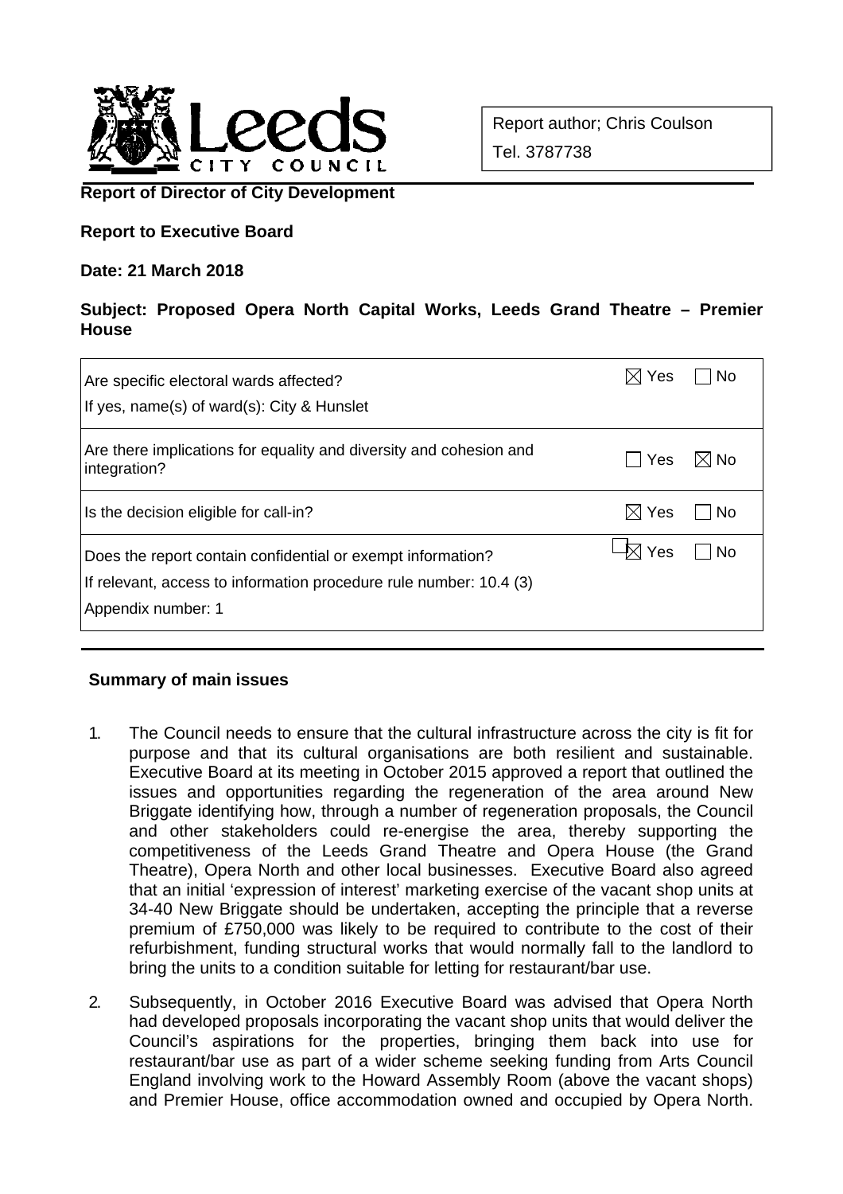Report author; Chris Coulson

Tel. 3787738

**Report of Director of City Development**

**Report to Executive Board**

**Date: 21 March 2018**

**Subject: Proposed Opera North Capital Works, Leeds Grand Theatre – Premier House**

| | |
|---|---|
| Are specific electoral wards affected?<br>If yes, name(s) of ward(s): City & Hunslet | ☒ Yes ☐ No |
| Are there implications for equality and diversity and cohesion and integration? | ☐ Yes ☒ No |
| Is the decision eligible for call-in? | ☒ Yes ☐ No |
| Does the report contain confidential or exempt information?<br>If relevant, access to information procedure rule number: 10.4 (3)<br>Appendix number: 1 | ☒ Yes ☐ No |

## Summary of main issues

1. The Council needs to ensure that the cultural infrastructure across the city is fit for purpose and that its cultural organisations are both resilient and sustainable. Executive Board at its meeting in October 2015 approved a report that outlined the issues and opportunities regarding the regeneration of the area around New Briggate identifying how, through a number of regeneration proposals, the Council and other stakeholders could re-energise the area, thereby supporting the competitiveness of the Leeds Grand Theatre and Opera House (the Grand Theatre), Opera North and other local businesses. Executive Board also agreed that an initial 'expression of interest' marketing exercise of the vacant shop units at 34-40 New Briggate should be undertaken, accepting the principle that a reverse premium of £750,000 was likely to be required to contribute to the cost of their refurbishment, funding structural works that would normally fall to the landlord to bring the units to a condition suitable for letting for restaurant/bar use.

2. Subsequently, in October 2016 Executive Board was advised that Opera North had developed proposals incorporating the vacant shop units that would deliver the Council's aspirations for the properties, bringing them back into use for restaurant/bar use as part of a wider scheme seeking funding from Arts Council England involving work to the Howard Assembly Room (above the vacant shops) and Premier House, office accommodation owned and occupied by Opera North.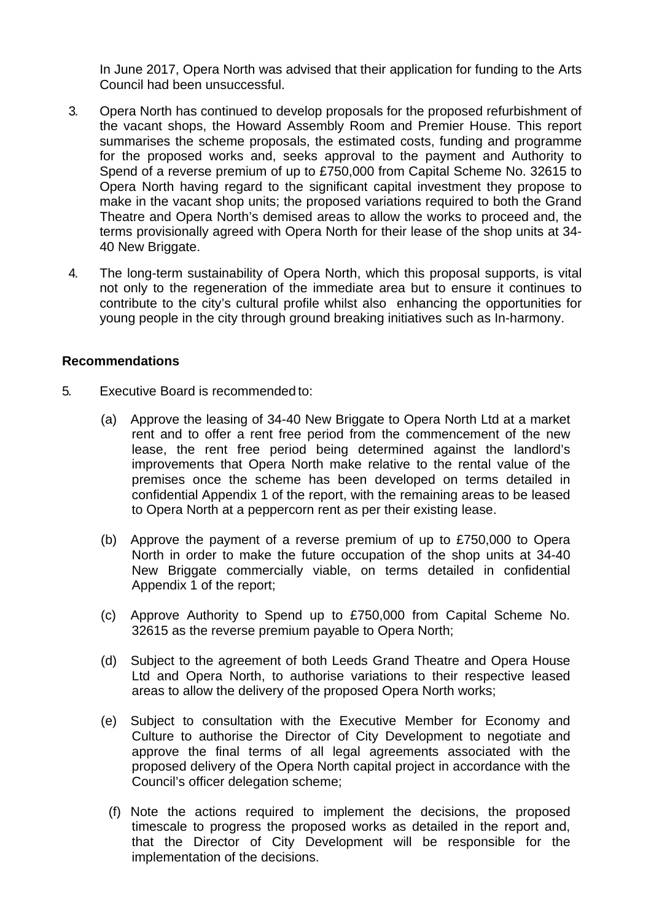In June 2017, Opera North was advised that their application for funding to the Arts Council had been unsuccessful.

3. Opera North has continued to develop proposals for the proposed refurbishment of the vacant shops, the Howard Assembly Room and Premier House. This report summarises the scheme proposals, the estimated costs, funding and programme for the proposed works and, seeks approval to the payment and Authority to Spend of a reverse premium of up to £750,000 from Capital Scheme No. 32615 to Opera North having regard to the significant capital investment they propose to make in the vacant shop units; the proposed variations required to both the Grand Theatre and Opera North's demised areas to allow the works to proceed and, the terms provisionally agreed with Opera North for their lease of the shop units at 34-40 New Briggate.

4. The long-term sustainability of Opera North, which this proposal supports, is vital not only to the regeneration of the immediate area but to ensure it continues to contribute to the city's cultural profile whilst also enhancing the opportunities for young people in the city through ground breaking initiatives such as In-harmony.

**Recommendations**

5. Executive Board is recommended to:

   (a) Approve the leasing of 34-40 New Briggate to Opera North Ltd at a market rent and to offer a rent free period from the commencement of the new lease, the rent free period being determined against the landlord's improvements that Opera North make relative to the rental value of the premises once the scheme has been developed on terms detailed in confidential Appendix 1 of the report, with the remaining areas to be leased to Opera North at a peppercorn rent as per their existing lease.

   (b) Approve the payment of a reverse premium of up to £750,000 to Opera North in order to make the future occupation of the shop units at 34-40 New Briggate commercially viable, on terms detailed in confidential Appendix 1 of the report;

   (c) Approve Authority to Spend up to £750,000 from Capital Scheme No. 32615 as the reverse premium payable to Opera North;

   (d) Subject to the agreement of both Leeds Grand Theatre and Opera House Ltd and Opera North, to authorise variations to their respective leased areas to allow the delivery of the proposed Opera North works;

   (e) Subject to consultation with the Executive Member for Economy and Culture to authorise the Director of City Development to negotiate and approve the final terms of all legal agreements associated with the proposed delivery of the Opera North capital project in accordance with the Council's officer delegation scheme;

   (f) Note the actions required to implement the decisions, the proposed timescale to progress the proposed works as detailed in the report and, that the Director of City Development will be responsible for the implementation of the decisions.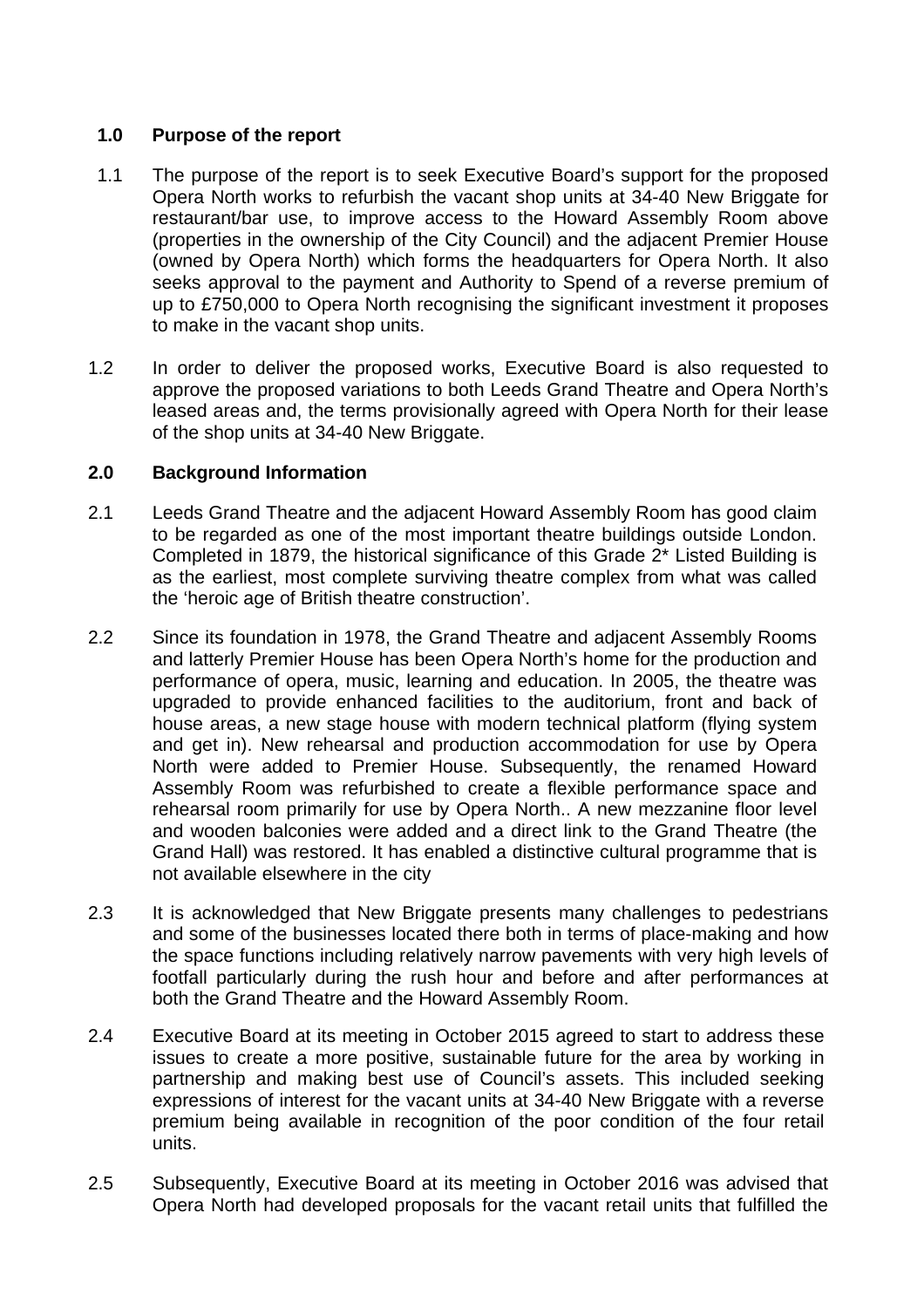## 1.0 Purpose of the report

1.1 The purpose of the report is to seek Executive Board's support for the proposed Opera North works to refurbish the vacant shop units at 34-40 New Briggate for restaurant/bar use, to improve access to the Howard Assembly Room above (properties in the ownership of the City Council) and the adjacent Premier House (owned by Opera North) which forms the headquarters for Opera North. It also seeks approval to the payment and Authority to Spend of a reverse premium of up to £750,000 to Opera North recognising the significant investment it proposes to make in the vacant shop units.

1.2 In order to deliver the proposed works, Executive Board is also requested to approve the proposed variations to both Leeds Grand Theatre and Opera North's leased areas and, the terms provisionally agreed with Opera North for their lease of the shop units at 34-40 New Briggate.

## 2.0 Background Information

2.1 Leeds Grand Theatre and the adjacent Howard Assembly Room has good claim to be regarded as one of the most important theatre buildings outside London. Completed in 1879, the historical significance of this Grade 2* Listed Building is as the earliest, most complete surviving theatre complex from what was called the 'heroic age of British theatre construction'.

2.2 Since its foundation in 1978, the Grand Theatre and adjacent Assembly Rooms and latterly Premier House has been Opera North's home for the production and performance of opera, music, learning and education. In 2005, the theatre was upgraded to provide enhanced facilities to the auditorium, front and back of house areas, a new stage house with modern technical platform (flying system and get in). New rehearsal and production accommodation for use by Opera North were added to Premier House. Subsequently, the renamed Howard Assembly Room was refurbished to create a flexible performance space and rehearsal room primarily for use by Opera North.. A new mezzanine floor level and wooden balconies were added and a direct link to the Grand Theatre (the Grand Hall) was restored. It has enabled a distinctive cultural programme that is not available elsewhere in the city

2.3 It is acknowledged that New Briggate presents many challenges to pedestrians and some of the businesses located there both in terms of place-making and how the space functions including relatively narrow pavements with very high levels of footfall particularly during the rush hour and before and after performances at both the Grand Theatre and the Howard Assembly Room.

2.4 Executive Board at its meeting in October 2015 agreed to start to address these issues to create a more positive, sustainable future for the area by working in partnership and making best use of Council's assets. This included seeking expressions of interest for the vacant units at 34-40 New Briggate with a reverse premium being available in recognition of the poor condition of the four retail units.

2.5 Subsequently, Executive Board at its meeting in October 2016 was advised that Opera North had developed proposals for the vacant retail units that fulfilled the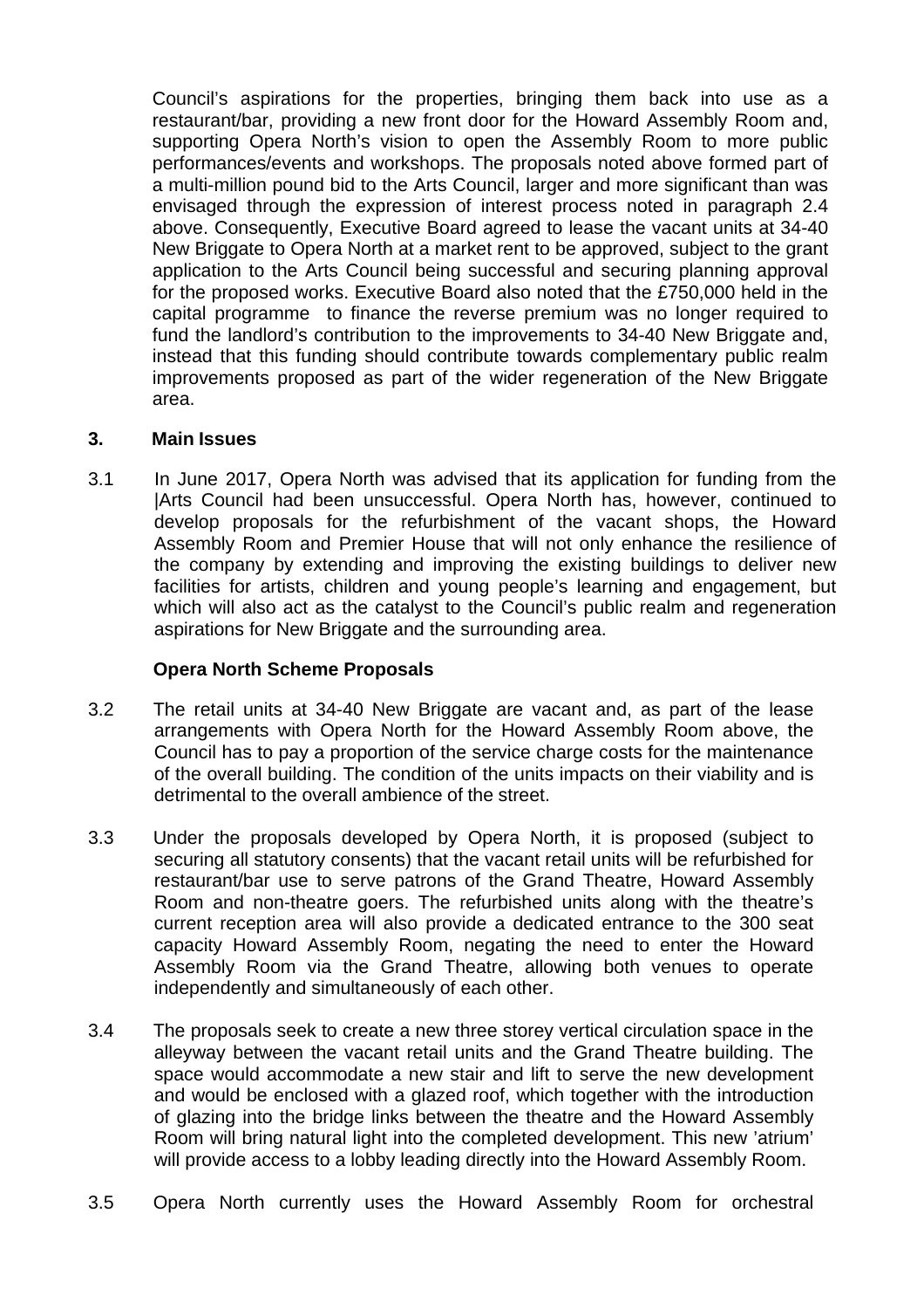Council's aspirations for the properties, bringing them back into use as a restaurant/bar, providing a new front door for the Howard Assembly Room and, supporting Opera North's vision to open the Assembly Room to more public performances/events and workshops. The proposals noted above formed part of a multi-million pound bid to the Arts Council, larger and more significant than was envisaged through the expression of interest process noted in paragraph 2.4 above. Consequently, Executive Board agreed to lease the vacant units at 34-40 New Briggate to Opera North at a market rent to be approved, subject to the grant application to the Arts Council being successful and securing planning approval for the proposed works. Executive Board also noted that the £750,000 held in the capital programme to finance the reverse premium was no longer required to fund the landlord's contribution to the improvements to 34-40 New Briggate and, instead that this funding should contribute towards complementary public realm improvements proposed as part of the wider regeneration of the New Briggate area.

## 3. Main Issues

3.1 In June 2017, Opera North was advised that its application for funding from the |Arts Council had been unsuccessful. Opera North has, however, continued to develop proposals for the refurbishment of the vacant shops, the Howard Assembly Room and Premier House that will not only enhance the resilience of the company by extending and improving the existing buildings to deliver new facilities for artists, children and young people's learning and engagement, but which will also act as the catalyst to the Council's public realm and regeneration aspirations for New Briggate and the surrounding area.

### Opera North Scheme Proposals

3.2 The retail units at 34-40 New Briggate are vacant and, as part of the lease arrangements with Opera North for the Howard Assembly Room above, the Council has to pay a proportion of the service charge costs for the maintenance of the overall building. The condition of the units impacts on their viability and is detrimental to the overall ambience of the street.

3.3 Under the proposals developed by Opera North, it is proposed (subject to securing all statutory consents) that the vacant retail units will be refurbished for restaurant/bar use to serve patrons of the Grand Theatre, Howard Assembly Room and non-theatre goers. The refurbished units along with the theatre's current reception area will also provide a dedicated entrance to the 300 seat capacity Howard Assembly Room, negating the need to enter the Howard Assembly Room via the Grand Theatre, allowing both venues to operate independently and simultaneously of each other.

3.4 The proposals seek to create a new three storey vertical circulation space in the alleyway between the vacant retail units and the Grand Theatre building. The space would accommodate a new stair and lift to serve the new development and would be enclosed with a glazed roof, which together with the introduction of glazing into the bridge links between the theatre and the Howard Assembly Room will bring natural light into the completed development. This new 'atrium' will provide access to a lobby leading directly into the Howard Assembly Room.

3.5 Opera North currently uses the Howard Assembly Room for orchestral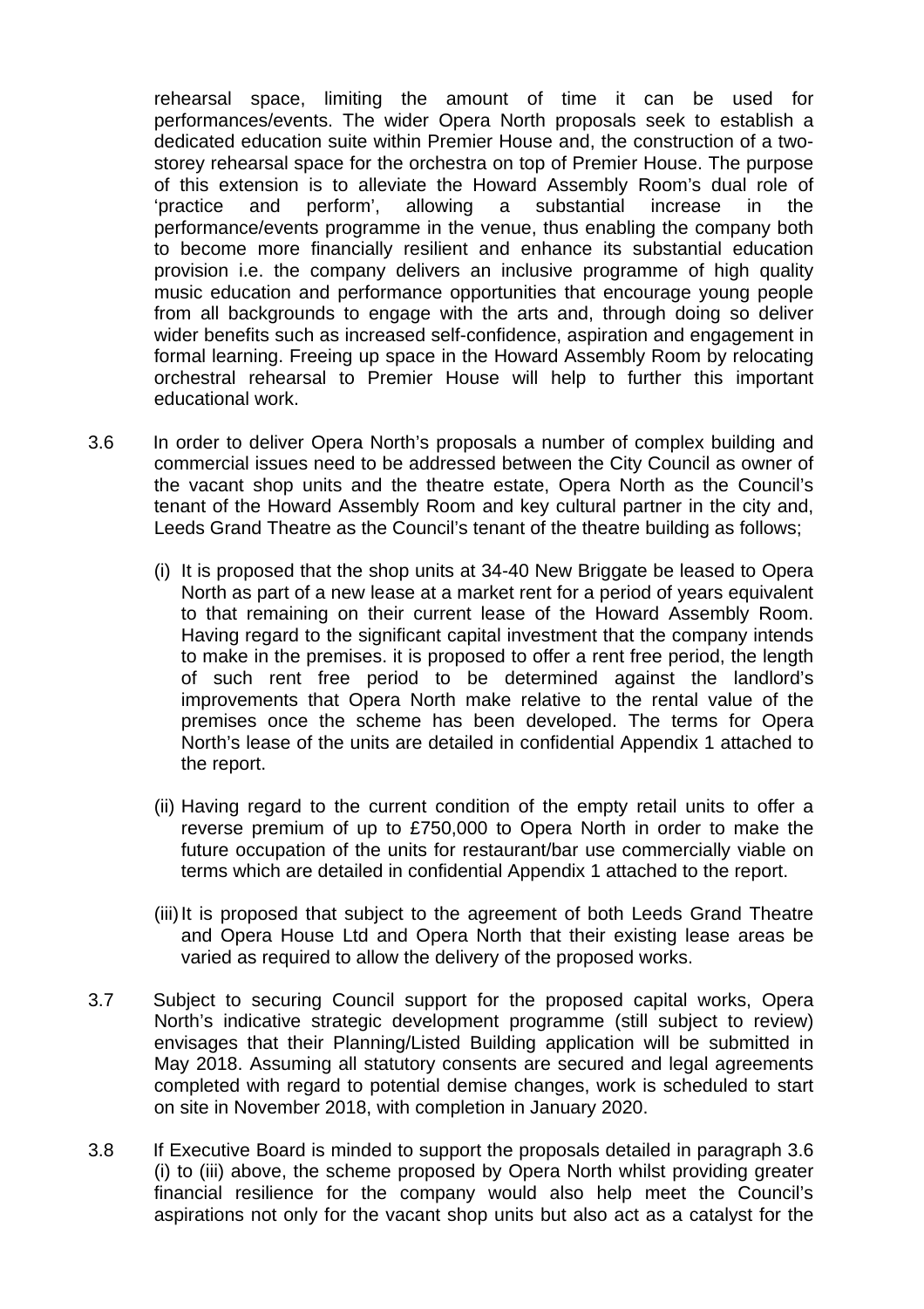rehearsal space, limiting the amount of time it can be used for performances/events. The wider Opera North proposals seek to establish a dedicated education suite within Premier House and, the construction of a two-storey rehearsal space for the orchestra on top of Premier House. The purpose of this extension is to alleviate the Howard Assembly Room's dual role of 'practice and perform', allowing a substantial increase in the performance/events programme in the venue, thus enabling the company both to become more financially resilient and enhance its substantial education provision i.e. the company delivers an inclusive programme of high quality music education and performance opportunities that encourage young people from all backgrounds to engage with the arts and, through doing so deliver wider benefits such as increased self-confidence, aspiration and engagement in formal learning. Freeing up space in the Howard Assembly Room by relocating orchestral rehearsal to Premier House will help to further this important educational work.

3.6 In order to deliver Opera North's proposals a number of complex building and commercial issues need to be addressed between the City Council as owner of the vacant shop units and the theatre estate, Opera North as the Council's tenant of the Howard Assembly Room and key cultural partner in the city and, Leeds Grand Theatre as the Council's tenant of the theatre building as follows;

(i) It is proposed that the shop units at 34-40 New Briggate be leased to Opera North as part of a new lease at a market rent for a period of years equivalent to that remaining on their current lease of the Howard Assembly Room. Having regard to the significant capital investment that the company intends to make in the premises. it is proposed to offer a rent free period, the length of such rent free period to be determined against the landlord's improvements that Opera North make relative to the rental value of the premises once the scheme has been developed. The terms for Opera North's lease of the units are detailed in confidential Appendix 1 attached to the report.

(ii) Having regard to the current condition of the empty retail units to offer a reverse premium of up to £750,000 to Opera North in order to make the future occupation of the units for restaurant/bar use commercially viable on terms which are detailed in confidential Appendix 1 attached to the report.

(iii) It is proposed that subject to the agreement of both Leeds Grand Theatre and Opera House Ltd and Opera North that their existing lease areas be varied as required to allow the delivery of the proposed works.

3.7 Subject to securing Council support for the proposed capital works, Opera North's indicative strategic development programme (still subject to review) envisages that their Planning/Listed Building application will be submitted in May 2018. Assuming all statutory consents are secured and legal agreements completed with regard to potential demise changes, work is scheduled to start on site in November 2018, with completion in January 2020.

3.8 If Executive Board is minded to support the proposals detailed in paragraph 3.6 (i) to (iii) above, the scheme proposed by Opera North whilst providing greater financial resilience for the company would also help meet the Council's aspirations not only for the vacant shop units but also act as a catalyst for the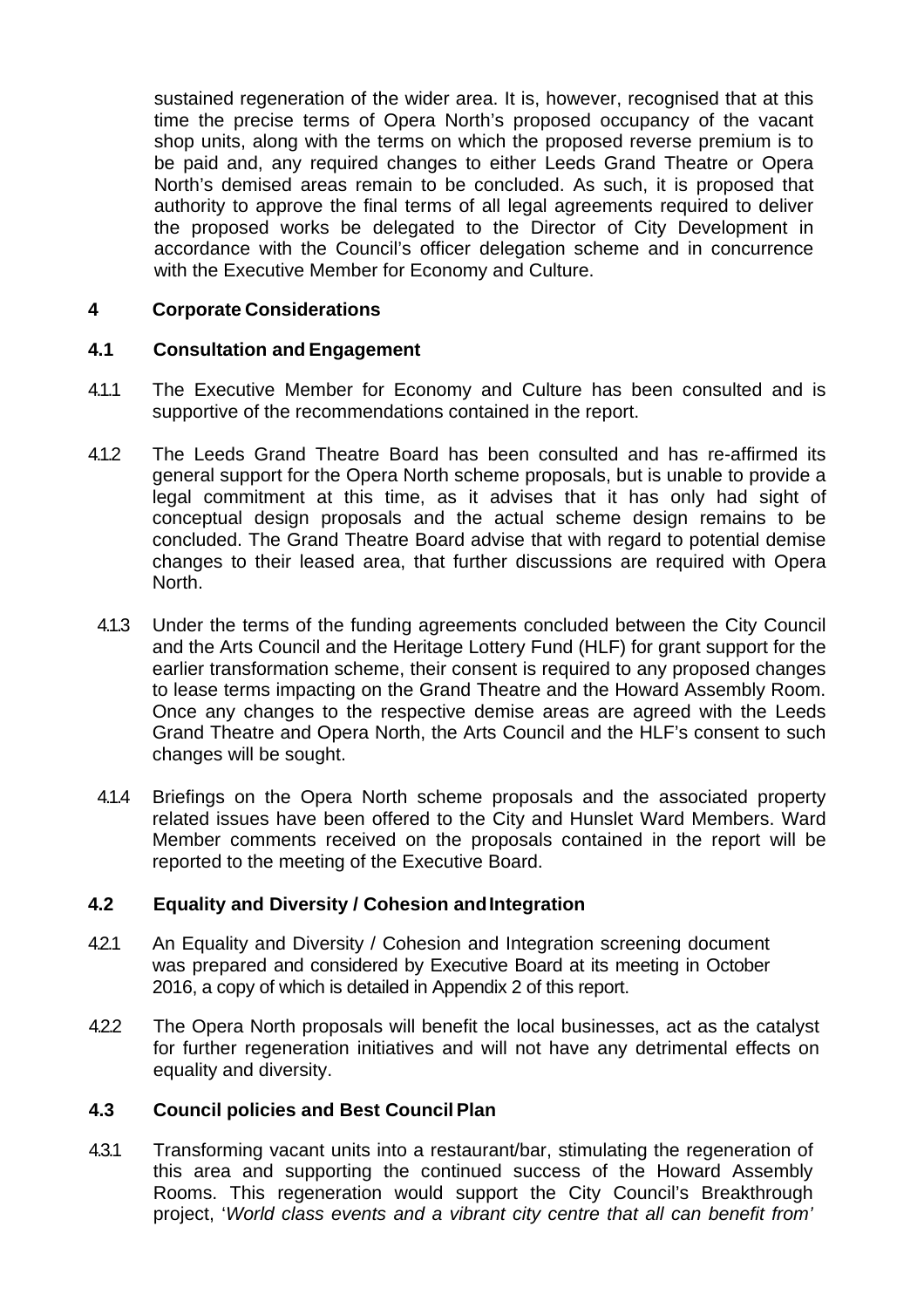sustained regeneration of the wider area. It is, however, recognised that at this time the precise terms of Opera North's proposed occupancy of the vacant shop units, along with the terms on which the proposed reverse premium is to be paid and, any required changes to either Leeds Grand Theatre or Opera North's demised areas remain to be concluded. As such, it is proposed that authority to approve the final terms of all legal agreements required to deliver the proposed works be delegated to the Director of City Development in accordance with the Council's officer delegation scheme and in concurrence with the Executive Member for Economy and Culture.

## 4 Corporate Considerations

### 4.1 Consultation and Engagement

4.1.1 The Executive Member for Economy and Culture has been consulted and is supportive of the recommendations contained in the report.

4.1.2 The Leeds Grand Theatre Board has been consulted and has re-affirmed its general support for the Opera North scheme proposals, but is unable to provide a legal commitment at this time, as it advises that it has only had sight of conceptual design proposals and the actual scheme design remains to be concluded. The Grand Theatre Board advise that with regard to potential demise changes to their leased area, that further discussions are required with Opera North.

4.1.3 Under the terms of the funding agreements concluded between the City Council and the Arts Council and the Heritage Lottery Fund (HLF) for grant support for the earlier transformation scheme, their consent is required to any proposed changes to lease terms impacting on the Grand Theatre and the Howard Assembly Room. Once any changes to the respective demise areas are agreed with the Leeds Grand Theatre and Opera North, the Arts Council and the HLF's consent to such changes will be sought.

4.1.4 Briefings on the Opera North scheme proposals and the associated property related issues have been offered to the City and Hunslet Ward Members. Ward Member comments received on the proposals contained in the report will be reported to the meeting of the Executive Board.

### 4.2 Equality and Diversity / Cohesion and Integration

4.2.1 An Equality and Diversity / Cohesion and Integration screening document was prepared and considered by Executive Board at its meeting in October 2016, a copy of which is detailed in Appendix 2 of this report.

4.2.2 The Opera North proposals will benefit the local businesses, act as the catalyst for further regeneration initiatives and will not have any detrimental effects on equality and diversity.

### 4.3 Council policies and Best Council Plan

4.3.1 Transforming vacant units into a restaurant/bar, stimulating the regeneration of this area and supporting the continued success of the Howard Assembly Rooms. This regeneration would support the City Council's Breakthrough project, '*World class events and a vibrant city centre that all can benefit from'*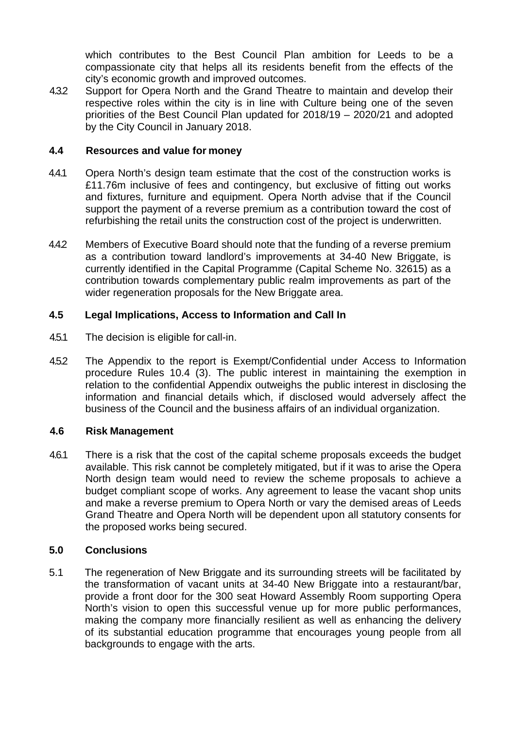which contributes to the Best Council Plan ambition for Leeds to be a compassionate city that helps all its residents benefit from the effects of the city's economic growth and improved outcomes.

4.3.2 Support for Opera North and the Grand Theatre to maintain and develop their respective roles within the city is in line with Culture being one of the seven priorities of the Best Council Plan updated for 2018/19 – 2020/21 and adopted by the City Council in January 2018.

### 4.4 Resources and value for money

4.4.1 Opera North's design team estimate that the cost of the construction works is £11.76m inclusive of fees and contingency, but exclusive of fitting out works and fixtures, furniture and equipment. Opera North advise that if the Council support the payment of a reverse premium as a contribution toward the cost of refurbishing the retail units the construction cost of the project is underwritten.

4.4.2 Members of Executive Board should note that the funding of a reverse premium as a contribution toward landlord's improvements at 34-40 New Briggate, is currently identified in the Capital Programme (Capital Scheme No. 32615) as a contribution towards complementary public realm improvements as part of the wider regeneration proposals for the New Briggate area.

### 4.5 Legal Implications, Access to Information and Call In

4.5.1 The decision is eligible for call-in.

4.5.2 The Appendix to the report is Exempt/Confidential under Access to Information procedure Rules 10.4 (3). The public interest in maintaining the exemption in relation to the confidential Appendix outweighs the public interest in disclosing the information and financial details which, if disclosed would adversely affect the business of the Council and the business affairs of an individual organization.

### 4.6 Risk Management

4.6.1 There is a risk that the cost of the capital scheme proposals exceeds the budget available. This risk cannot be completely mitigated, but if it was to arise the Opera North design team would need to review the scheme proposals to achieve a budget compliant scope of works. Any agreement to lease the vacant shop units and make a reverse premium to Opera North or vary the demised areas of Leeds Grand Theatre and Opera North will be dependent upon all statutory consents for the proposed works being secured.

## 5.0 Conclusions

5.1 The regeneration of New Briggate and its surrounding streets will be facilitated by the transformation of vacant units at 34-40 New Briggate into a restaurant/bar, provide a front door for the 300 seat Howard Assembly Room supporting Opera North's vision to open this successful venue up for more public performances, making the company more financially resilient as well as enhancing the delivery of its substantial education programme that encourages young people from all backgrounds to engage with the arts.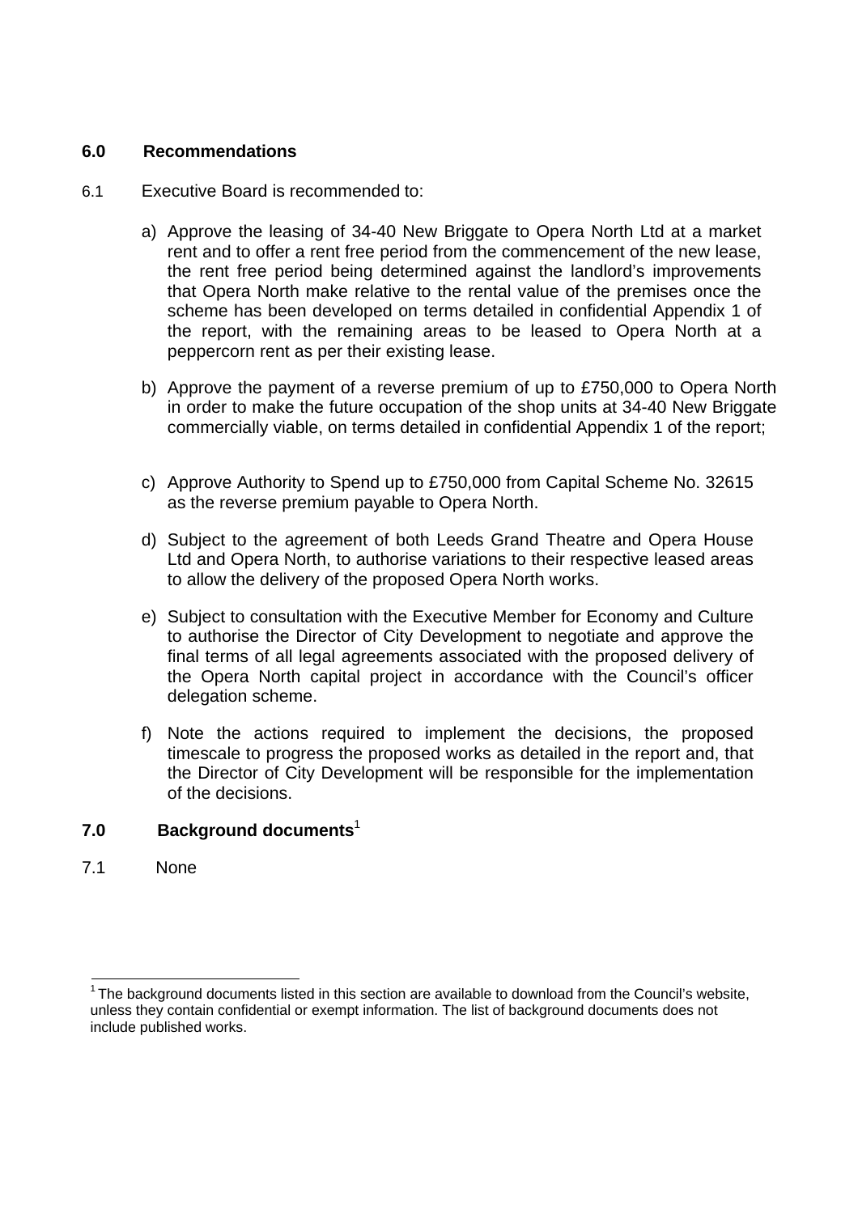## 6.0 Recommendations

6.1 Executive Board is recommended to:

a) Approve the leasing of 34-40 New Briggate to Opera North Ltd at a market rent and to offer a rent free period from the commencement of the new lease, the rent free period being determined against the landlord's improvements that Opera North make relative to the rental value of the premises once the scheme has been developed on terms detailed in confidential Appendix 1 of the report, with the remaining areas to be leased to Opera North at a peppercorn rent as per their existing lease.

b) Approve the payment of a reverse premium of up to £750,000 to Opera North in order to make the future occupation of the shop units at 34-40 New Briggate commercially viable, on terms detailed in confidential Appendix 1 of the report;

c) Approve Authority to Spend up to £750,000 from Capital Scheme No. 32615 as the reverse premium payable to Opera North.

d) Subject to the agreement of both Leeds Grand Theatre and Opera House Ltd and Opera North, to authorise variations to their respective leased areas to allow the delivery of the proposed Opera North works.

e) Subject to consultation with the Executive Member for Economy and Culture to authorise the Director of City Development to negotiate and approve the final terms of all legal agreements associated with the proposed delivery of the Opera North capital project in accordance with the Council's officer delegation scheme.

f) Note the actions required to implement the decisions, the proposed timescale to progress the proposed works as detailed in the report and, that the Director of City Development will be responsible for the implementation of the decisions.

## 7.0 Background documents[1]

7.1 None

[1] The background documents listed in this section are available to download from the Council's website, unless they contain confidential or exempt information. The list of background documents does not include published works.